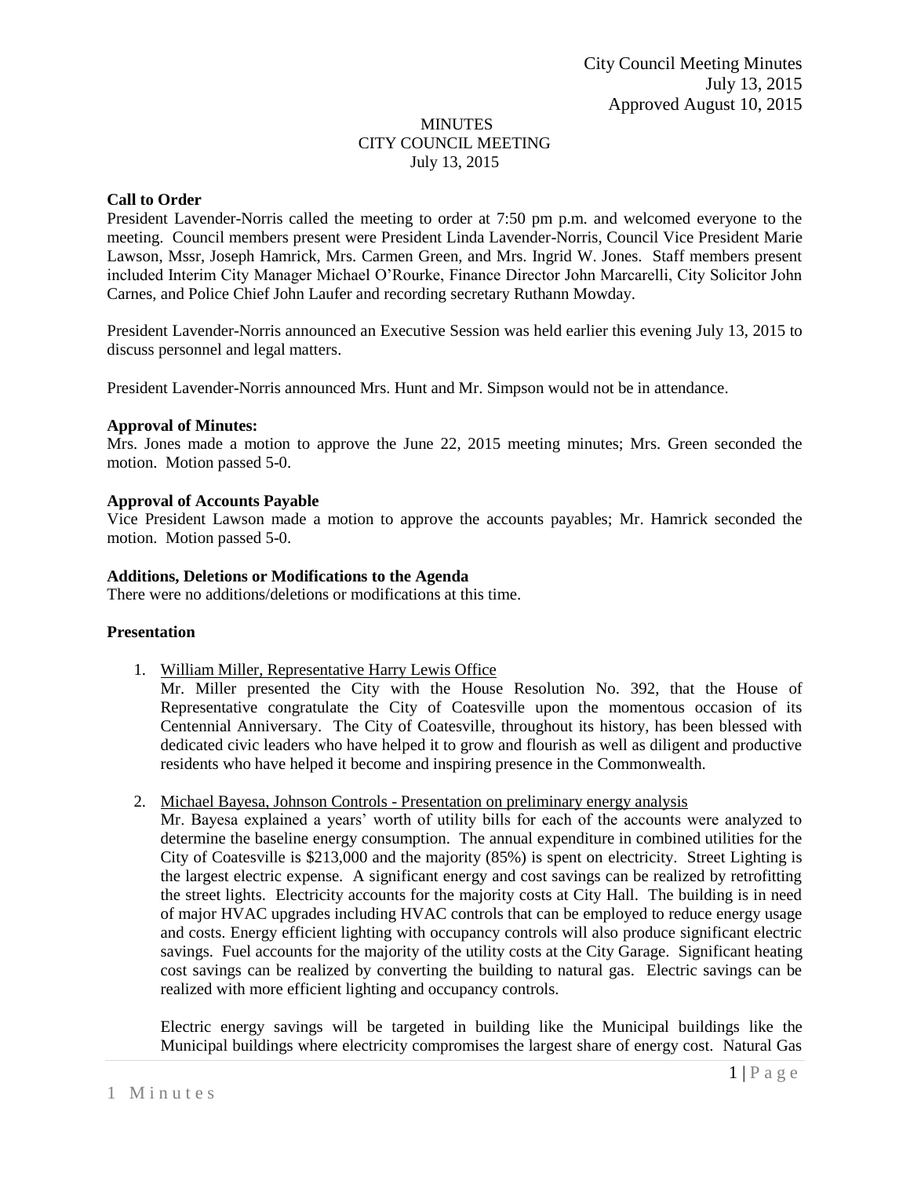City Council Meeting Minutes
July 13, 2015
Approved August 10, 2015

# MINUTES
## CITY COUNCIL MEETING
July 13, 2015

**Call to Order**
President Lavender-Norris called the meeting to order at 7:50 pm p.m. and welcomed everyone to the meeting. Council members present were President Linda Lavender-Norris, Council Vice President Marie Lawson, Mssr, Joseph Hamrick, Mrs. Carmen Green, and Mrs. Ingrid W. Jones. Staff members present included Interim City Manager Michael O'Rourke, Finance Director John Marcarelli, City Solicitor John Carnes, and Police Chief John Laufer and recording secretary Ruthann Mowday.

President Lavender-Norris announced an Executive Session was held earlier this evening July 13, 2015 to discuss personnel and legal matters.

President Lavender-Norris announced Mrs. Hunt and Mr. Simpson would not be in attendance.

**Approval of Minutes:**
Mrs. Jones made a motion to approve the June 22, 2015 meeting minutes; Mrs. Green seconded the motion. Motion passed 5-0.

**Approval of Accounts Payable**
Vice President Lawson made a motion to approve the accounts payables; Mr. Hamrick seconded the motion. Motion passed 5-0.

**Additions, Deletions or Modifications to the Agenda**
There were no additions/deletions or modifications at this time.

**Presentation**

1. William Miller, Representative Harry Lewis Office
   Mr. Miller presented the City with the House Resolution No. 392, that the House of Representative congratulate the City of Coatesville upon the momentous occasion of its Centennial Anniversary. The City of Coatesville, throughout its history, has been blessed with dedicated civic leaders who have helped it to grow and flourish as well as diligent and productive residents who have helped it become and inspiring presence in the Commonwealth.

2. Michael Bayesa, Johnson Controls - Presentation on preliminary energy analysis
   Mr. Bayesa explained a years' worth of utility bills for each of the accounts were analyzed to determine the baseline energy consumption. The annual expenditure in combined utilities for the City of Coatesville is $213,000 and the majority (85%) is spent on electricity. Street Lighting is the largest electric expense. A significant energy and cost savings can be realized by retrofitting the street lights. Electricity accounts for the majority costs at City Hall. The building is in need of major HVAC upgrades including HVAC controls that can be employed to reduce energy usage and costs. Energy efficient lighting with occupancy controls will also produce significant electric savings. Fuel accounts for the majority of the utility costs at the City Garage. Significant heating cost savings can be realized by converting the building to natural gas. Electric savings can be realized with more efficient lighting and occupancy controls.

   Electric energy savings will be targeted in building like the Municipal buildings like the Municipal buildings where electricity compromises the largest share of energy cost. Natural Gas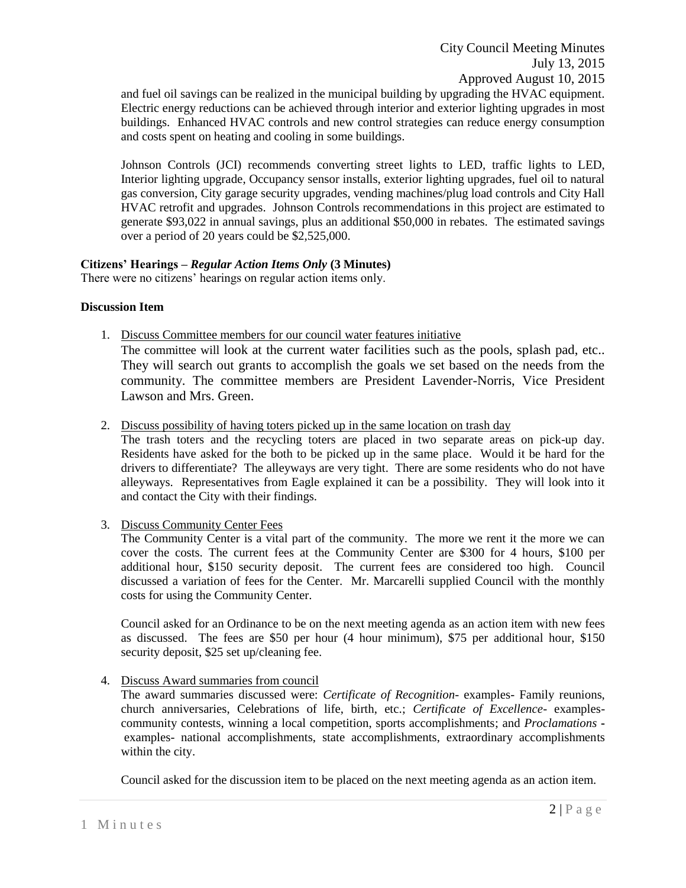and fuel oil savings can be realized in the municipal building by upgrading the HVAC equipment. Electric energy reductions can be achieved through interior and exterior lighting upgrades in most buildings. Enhanced HVAC controls and new control strategies can reduce energy consumption and costs spent on heating and cooling in some buildings.

Johnson Controls (JCI) recommends converting street lights to LED, traffic lights to LED, Interior lighting upgrade, Occupancy sensor installs, exterior lighting upgrades, fuel oil to natural gas conversion, City garage security upgrades, vending machines/plug load controls and City Hall HVAC retrofit and upgrades. Johnson Controls recommendations in this project are estimated to generate $93,022 in annual savings, plus an additional $50,000 in rebates. The estimated savings over a period of 20 years could be $2,525,000.

**Citizens' Hearings – *Regular Action Items Only* (3 Minutes)**

There were no citizens' hearings on regular action items only.

**Discussion Item**

1. Discuss Committee members for our council water features initiative

   The committee will look at the current water facilities such as the pools, splash pad, etc.. They will search out grants to accomplish the goals we set based on the needs from the community. The committee members are President Lavender-Norris, Vice President Lawson and Mrs. Green.

2. Discuss possibility of having toters picked up in the same location on trash day

   The trash toters and the recycling toters are placed in two separate areas on pick-up day. Residents have asked for the both to be picked up in the same place. Would it be hard for the drivers to differentiate? The alleyways are very tight. There are some residents who do not have alleyways. Representatives from Eagle explained it can be a possibility. They will look into it and contact the City with their findings.

3. Discuss Community Center Fees

   The Community Center is a vital part of the community. The more we rent it the more we can cover the costs. The current fees at the Community Center are $300 for 4 hours, $100 per additional hour, $150 security deposit. The current fees are considered too high. Council discussed a variation of fees for the Center. Mr. Marcarelli supplied Council with the monthly costs for using the Community Center.

   Council asked for an Ordinance to be on the next meeting agenda as an action item with new fees as discussed. The fees are $50 per hour (4 hour minimum), $75 per additional hour, $150 security deposit, $25 set up/cleaning fee.

4. Discuss Award summaries from council

   The award summaries discussed were: *Certificate of Recognition*- examples- Family reunions, church anniversaries, Celebrations of life, birth, etc.; *Certificate of Excellence*- examples- community contests, winning a local competition, sports accomplishments; and *Proclamations* - examples- national accomplishments, state accomplishments, extraordinary accomplishments within the city.

   Council asked for the discussion item to be placed on the next meeting agenda as an action item.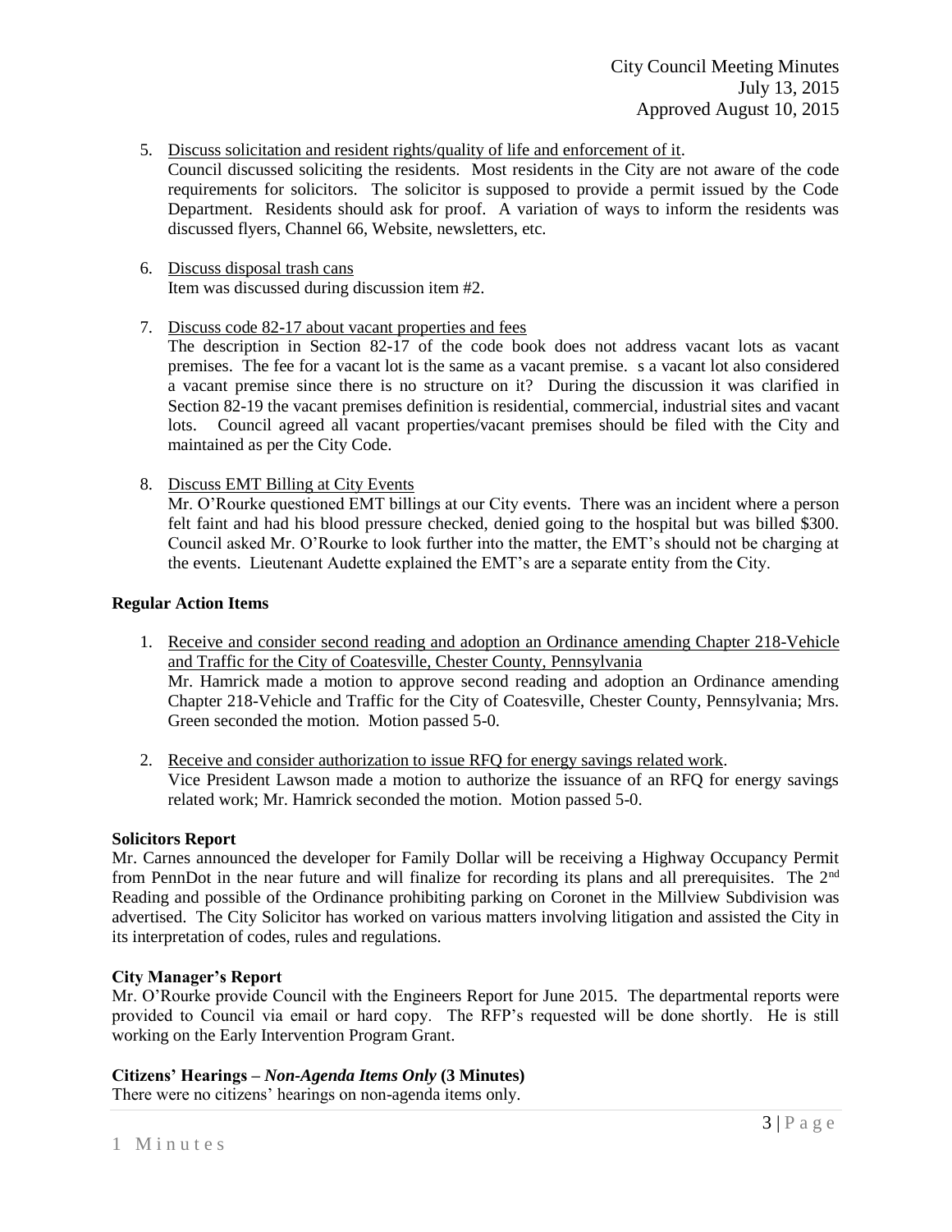5. Discuss solicitation and resident rights/quality of life and enforcement of it.
   Council discussed soliciting the residents. Most residents in the City are not aware of the code requirements for solicitors. The solicitor is supposed to provide a permit issued by the Code Department. Residents should ask for proof. A variation of ways to inform the residents was discussed flyers, Channel 66, Website, newsletters, etc.

6. Discuss disposal trash cans
   Item was discussed during discussion item #2.

7. Discuss code 82-17 about vacant properties and fees
   The description in Section 82-17 of the code book does not address vacant lots as vacant premises. The fee for a vacant lot is the same as a vacant premise. s a vacant lot also considered a vacant premise since there is no structure on it? During the discussion it was clarified in Section 82-19 the vacant premises definition is residential, commercial, industrial sites and vacant lots. Council agreed all vacant properties/vacant premises should be filed with the City and maintained as per the City Code.

8. Discuss EMT Billing at City Events
   Mr. O'Rourke questioned EMT billings at our City events. There was an incident where a person felt faint and had his blood pressure checked, denied going to the hospital but was billed $300. Council asked Mr. O'Rourke to look further into the matter, the EMT's should not be charging at the events. Lieutenant Audette explained the EMT's are a separate entity from the City.

**Regular Action Items**

1. Receive and consider second reading and adoption an Ordinance amending Chapter 218-Vehicle and Traffic for the City of Coatesville, Chester County, Pennsylvania
   Mr. Hamrick made a motion to approve second reading and adoption an Ordinance amending Chapter 218-Vehicle and Traffic for the City of Coatesville, Chester County, Pennsylvania; Mrs. Green seconded the motion. Motion passed 5-0.

2. Receive and consider authorization to issue RFQ for energy savings related work.
   Vice President Lawson made a motion to authorize the issuance of an RFQ for energy savings related work; Mr. Hamrick seconded the motion. Motion passed 5-0.

**Solicitors Report**
Mr. Carnes announced the developer for Family Dollar will be receiving a Highway Occupancy Permit from PennDot in the near future and will finalize for recording its plans and all prerequisites. The 2nd Reading and possible of the Ordinance prohibiting parking on Coronet in the Millview Subdivision was advertised. The City Solicitor has worked on various matters involving litigation and assisted the City in its interpretation of codes, rules and regulations.

**City Manager's Report**
Mr. O'Rourke provide Council with the Engineers Report for June 2015. The departmental reports were provided to Council via email or hard copy. The RFP's requested will be done shortly. He is still working on the Early Intervention Program Grant.

**Citizens' Hearings –** ***Non-Agenda Items Only*** **(3 Minutes)**
There were no citizens' hearings on non-agenda items only.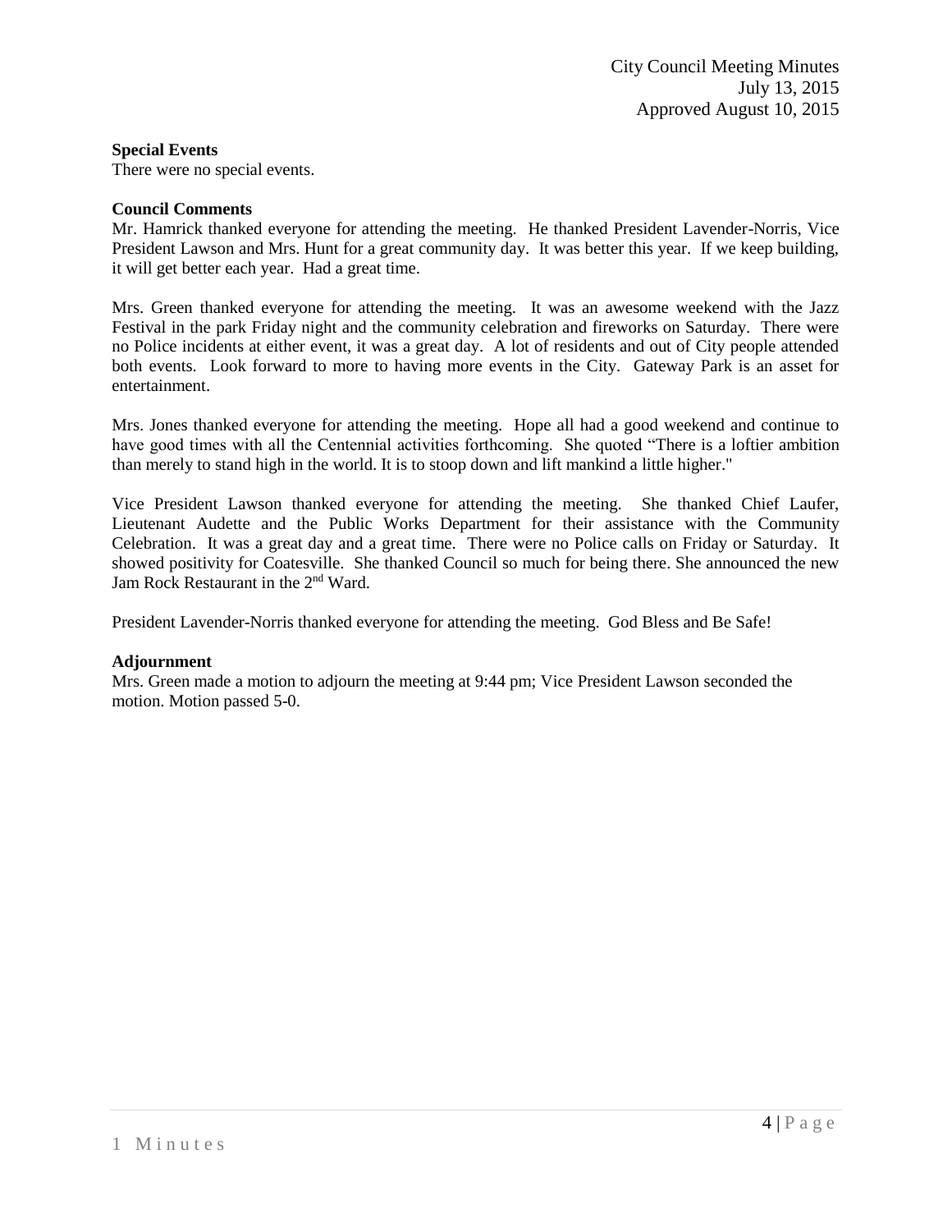**Special Events**

There were no special events.

**Council Comments**

Mr. Hamrick thanked everyone for attending the meeting. He thanked President Lavender-Norris, Vice President Lawson and Mrs. Hunt for a great community day. It was better this year. If we keep building, it will get better each year. Had a great time.

Mrs. Green thanked everyone for attending the meeting. It was an awesome weekend with the Jazz Festival in the park Friday night and the community celebration and fireworks on Saturday. There were no Police incidents at either event, it was a great day. A lot of residents and out of City people attended both events. Look forward to more to having more events in the City. Gateway Park is an asset for entertainment.

Mrs. Jones thanked everyone for attending the meeting. Hope all had a good weekend and continue to have good times with all the Centennial activities forthcoming. She quoted "There is a loftier ambition than merely to stand high in the world. It is to stoop down and lift mankind a little higher."

Vice President Lawson thanked everyone for attending the meeting. She thanked Chief Laufer, Lieutenant Audette and the Public Works Department for their assistance with the Community Celebration. It was a great day and a great time. There were no Police calls on Friday or Saturday. It showed positivity for Coatesville. She thanked Council so much for being there. She announced the new Jam Rock Restaurant in the 2nd Ward.

President Lavender-Norris thanked everyone for attending the meeting. God Bless and Be Safe!

**Adjournment**

Mrs. Green made a motion to adjourn the meeting at 9:44 pm; Vice President Lawson seconded the motion. Motion passed 5-0.